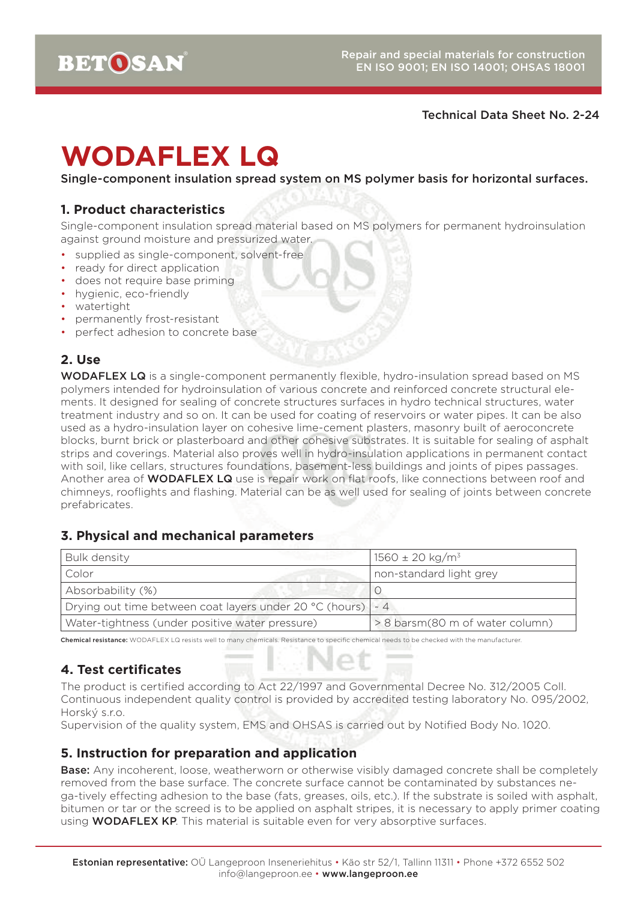Technical Data Sheet No. 2-24

# WODAFLEX LQ

Single-component insulation spread system on MS polymer basis for horizontal surfaces.

## 1. Product characteristics

Single-component insulation spread material based on MS polymers for permanent hydroinsulation against ground moisture and pressurized water.

- supplied as single-component, solvent-free
- ready for direct application
- does not require base priming
- hygienic, eco-friendly
- watertight
- permanently frost-resistant
- perfect adhesion to concrete base

## 2. Use

**WODAFLEX LQ** is a single-component permanently flexible, hydro-insulation spread based on MS polymers intended for hydroinsulation of various concrete and reinforced concrete structural elements. It designed for sealing of concrete structures surfaces in hydro technical structures, water treatment industry and so on. It can be used for coating of reservoirs or water pipes. It can be also used as a hydro-insulation layer on cohesive lime-cement plasters, masonry built of aeroconcrete blocks, burnt brick or plasterboard and other cohesive substrates. It is suitable for sealing of asphalt strips and coverings. Material also proves well in hydro-insulation applications in permanent contact with soil, like cellars, structures foundations, basement-less buildings and joints of pipes passages. Another area of **WODAFLEX LQ** use is repair work on flat roofs, like connections between roof and chimneys, rooflights and flashing. Material can be as well used for sealing of joints between concrete prefabricates.

## 3. Physical and mechanical parameters

| Bulk density | 1560 ± 20 kg/m$^3$ |
|---|---|
| Color | non-standard light grey |
| Absorbability (%) | 0 |
| Drying out time between coat layers under 20 °C (hours) | ~ 4 |
| Water-tightness (under positive water pressure) | > 8 barsm(80 m of water column) |

**Chemical resistance:** WODAFLEX LQ resists well to many chemicals. Resistance to specific chemical needs to be checked with the manufacturer.

## 4. Test certificates

The product is certified according to Act 22/1997 and Governmental Decree No. 312/2005 Coll. Continuous independent quality control is provided by accredited testing laboratory No. 095/2002, Horský s.r.o.

Supervision of the quality system, EMS and OHSAS is carried out by Notified Body No. 1020.

## 5. Instruction for preparation and application

**Base:** Any incoherent, loose, weatherworn or otherwise visibly damaged concrete shall be completely removed from the base surface. The concrete surface cannot be contaminated by substances nega-tively effecting adhesion to the base (fats, greases, oils, etc.). If the substrate is soiled with asphalt, bitumen or tar or the screed is to be applied on asphalt stripes, it is necessary to apply primer coating using **WODAFLEX KP**. This material is suitable even for very absorptive surfaces.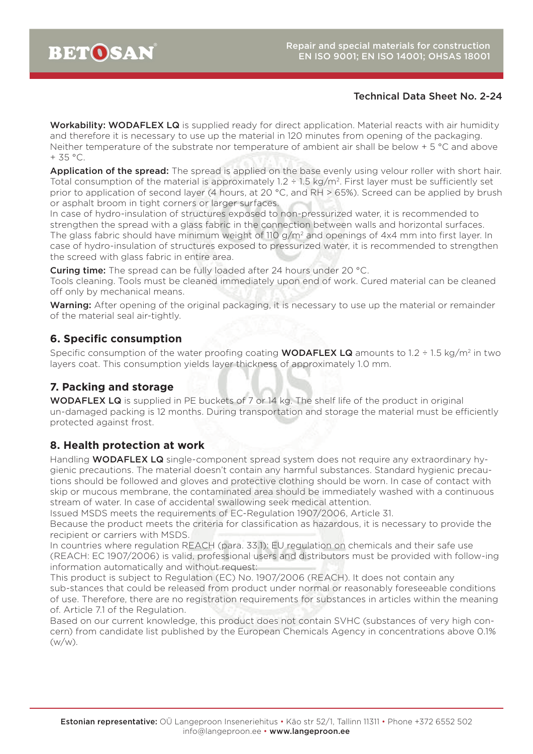Technical Data Sheet No. 2-24

**Workability: WODAFLEX LQ** is supplied ready for direct application. Material reacts with air humidity and therefore it is necessary to use up the material in 120 minutes from opening of the packaging. Neither temperature of the substrate nor temperature of ambient air shall be below + 5 °C and above + 35 °C.

**Application of the spread:** The spread is applied on the base evenly using velour roller with short hair. Total consumption of the material is approximately 1.2 ÷ 1.5 kg/m². First layer must be sufficiently set prior to application of second layer (4 hours, at 20 °C, and RH > 65%). Screed can be applied by brush or asphalt broom in tight corners or larger surfaces.

In case of hydro-insulation of structures exposed to non-pressurized water, it is recommended to strengthen the spread with a glass fabric in the connection between walls and horizontal surfaces. The glass fabric should have minimum weight of 110 g/m² and openings of 4x4 mm into first layer. In case of hydro-insulation of structures exposed to pressurized water, it is recommended to strengthen the screed with glass fabric in entire area.

**Curing time:** The spread can be fully loaded after 24 hours under 20 °C.

Tools cleaning. Tools must be cleaned immediately upon end of work. Cured material can be cleaned off only by mechanical means.

**Warning:** After opening of the original packaging, it is necessary to use up the material or remainder of the material seal air-tightly.

## 6. Specific consumption

Specific consumption of the water proofing coating **WODAFLEX LQ** amounts to 1.2 ÷ 1.5 kg/m² in two layers coat. This consumption yields layer thickness of approximately 1.0 mm.

## 7. Packing and storage

**WODAFLEX LQ** is supplied in PE buckets of 7 or 14 kg. The shelf life of the product in original un-damaged packing is 12 months. During transportation and storage the material must be efficiently protected against frost.

## 8. Health protection at work

Handling **WODAFLEX LQ** single-component spread system does not require any extraordinary hygienic precautions. The material doesn't contain any harmful substances. Standard hygienic precautions should be followed and gloves and protective clothing should be worn. In case of contact with skip or mucous membrane, the contaminated area should be immediately washed with a continuous stream of water. In case of accidental swallowing seek medical attention.

Issued MSDS meets the requirements of EC-Regulation 1907/2006, Article 31.

Because the product meets the criteria for classification as hazardous, it is necessary to provide the recipient or carriers with MSDS.

In countries where regulation REACH (para. 33.1): EU regulation on chemicals and their safe use (REACH: EC 1907/2006) is valid, professional users and distributors must be provided with follow-ing information automatically and without request:

This product is subject to Regulation (EC) No. 1907/2006 (REACH). It does not contain any sub-stances that could be released from product under normal or reasonably foreseeable conditions of use. Therefore, there are no registration requirements for substances in articles within the meaning of. Article 7.1 of the Regulation.

Based on our current knowledge, this product does not contain SVHC (substances of very high con-cern) from candidate list published by the European Chemicals Agency in concentrations above 0.1% (w/w).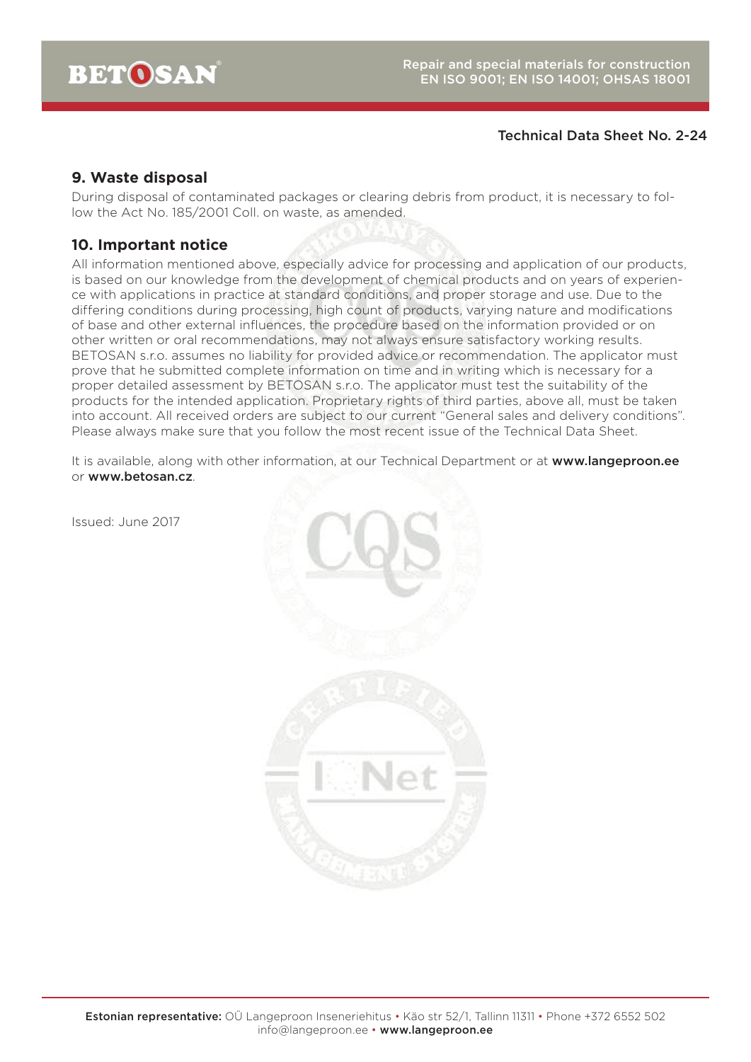Technical Data Sheet No. 2-24

## 9. Waste disposal

During disposal of contaminated packages or clearing debris from product, it is necessary to follow the Act No. 185/2001 Coll. on waste, as amended.

## 10. Important notice

All information mentioned above, especially advice for processing and application of our products, is based on our knowledge from the development of chemical products and on years of experience with applications in practice at standard conditions, and proper storage and use. Due to the differing conditions during processing, high count of products, varying nature and modifications of base and other external influences, the procedure based on the information provided or on other written or oral recommendations, may not always ensure satisfactory working results. BETOSAN s.r.o. assumes no liability for provided advice or recommendation. The applicator must prove that he submitted complete information on time and in writing which is necessary for a proper detailed assessment by BETOSAN s.r.o. The applicator must test the suitability of the products for the intended application. Proprietary rights of third parties, above all, must be taken into account. All received orders are subject to our current "General sales and delivery conditions". Please always make sure that you follow the most recent issue of the Technical Data Sheet.

It is available, along with other information, at our Technical Department or at **www.langeproon.ee** or **www.betosan.cz**.

Issued: June 2017

**Estonian representative:** OÜ Langeproon Inseneriehitus • Käo str 52/1, Tallinn 11311 • Phone +372 6552 502
info@langeproon.ee • **www.langeproon.ee**